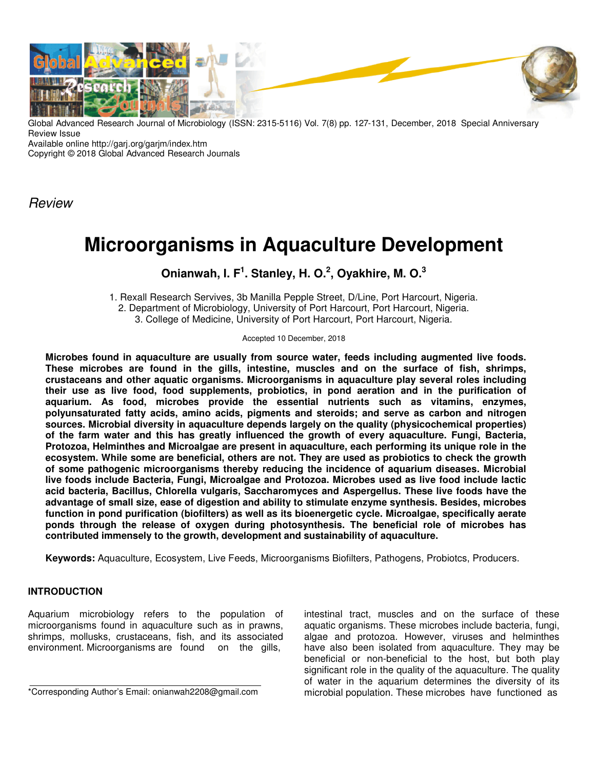Global Advanced Research Journal of Microbiology (ISSN: 2315-5116) Vol. 7(8) pp. 127-131, December, 2018 Special Anniversary Review Issue
Available online http://garj.org/garjm/index.htm
Copyright © 2018 Global Advanced Research Journals

*Review*

# Microorganisms in Aquaculture Development

**Onianwah, I. F[1]. Stanley, H. O.[2], Oyakhire, M. O.[3]**

1. Rexall Research Servives, 3b Manilla Pepple Street, D/Line, Port Harcourt, Nigeria.
2. Department of Microbiology, University of Port Harcourt, Port Harcourt, Nigeria.
3. College of Medicine, University of Port Harcourt, Port Harcourt, Nigeria.

Accepted 10 December, 2018

**Microbes found in aquaculture are usually from source water, feeds including augmented live foods. These microbes are found in the gills, intestine, muscles and on the surface of fish, shrimps, crustaceans and other aquatic organisms. Microorganisms in aquaculture play several roles including their use as live food, food supplements, probiotics, in pond aeration and in the purification of aquarium. As food, microbes provide the essential nutrients such as vitamins, enzymes, polyunsaturated fatty acids, amino acids, pigments and steroids; and serve as carbon and nitrogen sources. Microbial diversity in aquaculture depends largely on the quality (physicochemical properties) of the farm water and this has greatly influenced the growth of every aquaculture. Fungi, Bacteria, Protozoa, Helminthes and Microalgae are present in aquaculture, each performing its unique role in the ecosystem. While some are beneficial, others are not. They are used as probiotics to check the growth of some pathogenic microorganisms thereby reducing the incidence of aquarium diseases. Microbial live foods include Bacteria, Fungi, Microalgae and Protozoa. Microbes used as live food include lactic acid bacteria, Bacillus, Chlorella vulgaris, Saccharomyces and Aspergellus. These live foods have the advantage of small size, ease of digestion and ability to stimulate enzyme synthesis. Besides, microbes function in pond purification (biofilters) as well as its bioenergetic cycle. Microalgae, specifically aerate ponds through the release of oxygen during photosynthesis. The beneficial role of microbes has contributed immensely to the growth, development and sustainability of aquaculture.**

**Keywords:** Aquaculture, Ecosystem, Live Feeds, Microorganisms Biofilters, Pathogens, Probiotcs, Producers.

## INTRODUCTION

Aquarium microbiology refers to the population of microorganisms found in aquaculture such as in prawns, shrimps, mollusks, crustaceans, fish, and its associated environment. Microorganisms are found on the gills, intestinal tract, muscles and on the surface of these aquatic organisms. These microbes include bacteria, fungi, algae and protozoa. However, viruses and helminthes have also been isolated from aquaculture. They may be beneficial or non-beneficial to the host, but both play significant role in the quality of the aquaculture. The quality of water in the aquarium determines the diversity of its microbial population. These microbes have functioned as

*Corresponding Author's Email: onianwah2208@gmail.com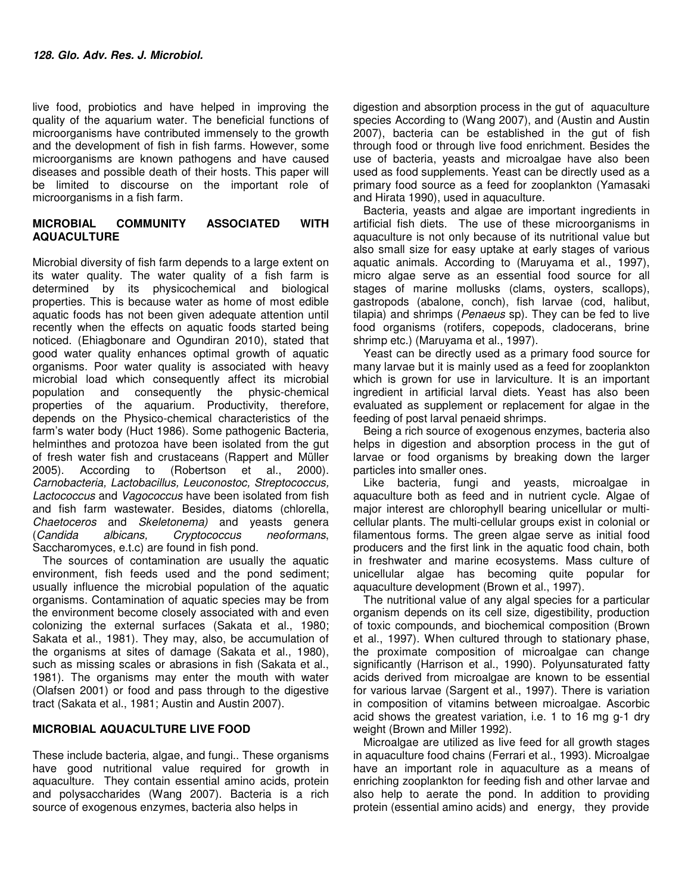live food, probiotics and have helped in improving the quality of the aquarium water. The beneficial functions of microorganisms have contributed immensely to the growth and the development of fish in fish farms. However, some microorganisms are known pathogens and have caused diseases and possible death of their hosts. This paper will be limited to discourse on the important role of microorganisms in a fish farm.

## MICROBIAL COMMUNITY ASSOCIATED WITH AQUACULTURE

Microbial diversity of fish farm depends to a large extent on its water quality. The water quality of a fish farm is determined by its physicochemical and biological properties. This is because water as home of most edible aquatic foods has not been given adequate attention until recently when the effects on aquatic foods started being noticed. (Ehiagbonare and Ogundiran 2010), stated that good water quality enhances optimal growth of aquatic organisms. Poor water quality is associated with heavy microbial load which consequently affect its microbial population and consequently the physic-chemical properties of the aquarium. Productivity, therefore, depends on the Physico-chemical characteristics of the farm's water body (Huct 1986). Some pathogenic Bacteria, helminthes and protozoa have been isolated from the gut of fresh water fish and crustaceans (Rappert and Müller 2005). According to (Robertson et al., 2000). *Carnobacteria, Lactobacillus, Leuconostoc, Streptococcus, Lactococcus* and *Vagococcus* have been isolated from fish and fish farm wastewater. Besides, diatoms (chlorella, *Chaetoceros* and *Skeletonema)* and yeasts genera (*Candida albicans, Cryptococcus neoformans*, Saccharomyces, e.t.c) are found in fish pond.

The sources of contamination are usually the aquatic environment, fish feeds used and the pond sediment; usually influence the microbial population of the aquatic organisms. Contamination of aquatic species may be from the environment become closely associated with and even colonizing the external surfaces (Sakata et al., 1980; Sakata et al., 1981). They may, also, be accumulation of the organisms at sites of damage (Sakata et al., 1980), such as missing scales or abrasions in fish (Sakata et al., 1981). The organisms may enter the mouth with water (Olafsen 2001) or food and pass through to the digestive tract (Sakata et al., 1981; Austin and Austin 2007).

## MICROBIAL AQUACULTURE LIVE FOOD

These include bacteria, algae, and fungi.. These organisms have good nutritional value required for growth in aquaculture. They contain essential amino acids, protein and polysaccharides (Wang 2007). Bacteria is a rich source of exogenous enzymes, bacteria also helps in digestion and absorption process in the gut of aquaculture species According to (Wang 2007), and (Austin and Austin 2007), bacteria can be established in the gut of fish through food or through live food enrichment. Besides the use of bacteria, yeasts and microalgae have also been used as food supplements. Yeast can be directly used as a primary food source as a feed for zooplankton (Yamasaki and Hirata 1990), used in aquaculture.

Bacteria, yeasts and algae are important ingredients in artificial fish diets. The use of these microorganisms in aquaculture is not only because of its nutritional value but also small size for easy uptake at early stages of various aquatic animals. According to (Maruyama et al., 1997), micro algae serve as an essential food source for all stages of marine mollusks (clams, oysters, scallops), gastropods (abalone, conch), fish larvae (cod, halibut, tilapia) and shrimps (*Penaeus* sp). They can be fed to live food organisms (rotifers, copepods, cladocerans, brine shrimp etc.) (Maruyama et al., 1997).

Yeast can be directly used as a primary food source for many larvae but it is mainly used as a feed for zooplankton which is grown for use in larviculture. It is an important ingredient in artificial larval diets. Yeast has also been evaluated as supplement or replacement for algae in the feeding of post larval penaeid shrimps.

Being a rich source of exogenous enzymes, bacteria also helps in digestion and absorption process in the gut of larvae or food organisms by breaking down the larger particles into smaller ones.

Like bacteria, fungi and yeasts, microalgae in aquaculture both as feed and in nutrient cycle. Algae of major interest are chlorophyll bearing unicellular or multi-cellular plants. The multi-cellular groups exist in colonial or filamentous forms. The green algae serve as initial food producers and the first link in the aquatic food chain, both in freshwater and marine ecosystems. Mass culture of unicellular algae has becoming quite popular for aquaculture development (Brown et al., 1997).

The nutritional value of any algal species for a particular organism depends on its cell size, digestibility, production of toxic compounds, and biochemical composition (Brown et al., 1997). When cultured through to stationary phase, the proximate composition of microalgae can change significantly (Harrison et al., 1990). Polyunsaturated fatty acids derived from microalgae are known to be essential for various larvae (Sargent et al., 1997). There is variation in composition of vitamins between microalgae. Ascorbic acid shows the greatest variation, i.e. 1 to 16 mg g-1 dry weight (Brown and Miller 1992).

Microalgae are utilized as live feed for all growth stages in aquaculture food chains (Ferrari et al., 1993). Microalgae have an important role in aquaculture as a means of enriching zooplankton for feeding fish and other larvae and also help to aerate the pond. In addition to providing protein (essential amino acids) and energy, they provide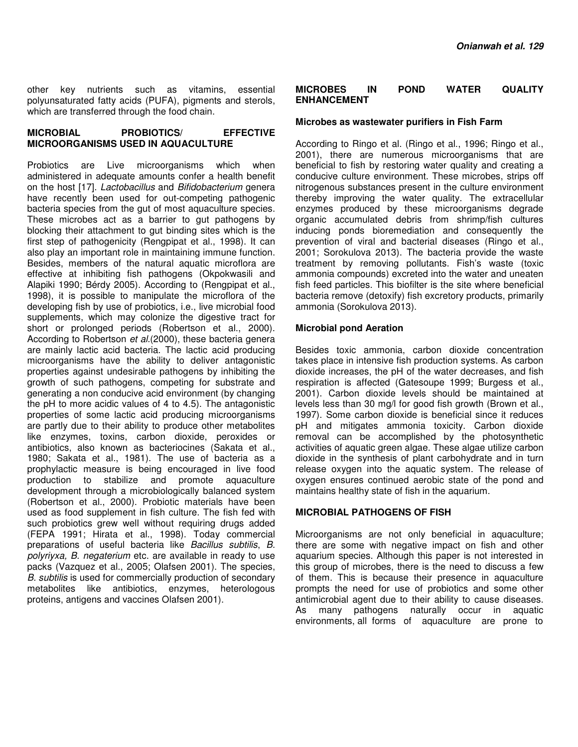other key nutrients such as vitamins, essential polyunsaturated fatty acids (PUFA), pigments and sterols, which are transferred through the food chain.

## MICROBIAL PROBIOTICS/ EFFECTIVE MICROORGANISMS USED IN AQUACULTURE

Probiotics are Live microorganisms which when administered in adequate amounts confer a health benefit on the host [17]. *Lactobacillus* and *Bifidobacterium* genera have recently been used for out-competing pathogenic bacteria species from the gut of most aquaculture species. These microbes act as a barrier to gut pathogens by blocking their attachment to gut binding sites which is the first step of pathogenicity (Rengpipat et al., 1998). It can also play an important role in maintaining immune function. Besides, members of the natural aquatic microflora are effective at inhibiting fish pathogens (Okpokwasili and Alapiki 1990; Bérdy 2005). According to (Rengpipat et al., 1998), it is possible to manipulate the microflora of the developing fish by use of probiotics, i.e., live microbial food supplements, which may colonize the digestive tract for short or prolonged periods (Robertson et al., 2000). According to Robertson *et al.*(2000), these bacteria genera are mainly lactic acid bacteria. The lactic acid producing microorganisms have the ability to deliver antagonistic properties against undesirable pathogens by inhibiting the growth of such pathogens, competing for substrate and generating a non conducive acid environment (by changing the pH to more acidic values of 4 to 4.5). The antagonistic properties of some lactic acid producing microorganisms are partly due to their ability to produce other metabolites like enzymes, toxins, carbon dioxide, peroxides or antibiotics, also known as bacteriocines (Sakata et al., 1980; Sakata et al., 1981). The use of bacteria as a prophylactic measure is being encouraged in live food production to stabilize and promote aquaculture development through a microbiologically balanced system (Robertson et al., 2000). Probiotic materials have been used as food supplement in fish culture. The fish fed with such probiotics grew well without requiring drugs added (FEPA 1991; Hirata et al., 1998). Today commercial preparations of useful bacteria like *Bacillus subtilis*, *B. polyriyxa, B. negaterium* etc. are available in ready to use packs (Vazquez et al., 2005; Olafsen 2001). The species, *B. subtilis* is used for commercially production of secondary metabolites like antibiotics, enzymes, heterologous proteins, antigens and vaccines Olafsen 2001).

## MICROBES IN POND WATER QUALITY ENHANCEMENT

### Microbes as wastewater purifiers in Fish Farm

According to Ringo et al. (Ringo et al., 1996; Ringo et al., 2001), there are numerous microorganisms that are beneficial to fish by restoring water quality and creating a conducive culture environment. These microbes, strips off nitrogenous substances present in the culture environment thereby improving the water quality. The extracellular enzymes produced by these microorganisms degrade organic accumulated debris from shrimp/fish cultures inducing ponds bioremediation and consequently the prevention of viral and bacterial diseases (Ringo et al., 2001; Sorokulova 2013). The bacteria provide the waste treatment by removing pollutants. Fish's waste (toxic ammonia compounds) excreted into the water and uneaten fish feed particles. This biofilter is the site where beneficial bacteria remove (detoxify) fish excretory products, primarily ammonia (Sorokulova 2013).

### Microbial pond Aeration

Besides toxic ammonia, carbon dioxide concentration takes place in intensive fish production systems. As carbon dioxide increases, the pH of the water decreases, and fish respiration is affected (Gatesoupe 1999; Burgess et al., 2001). Carbon dioxide levels should be maintained at levels less than 30 mg/l for good fish growth (Brown et al., 1997). Some carbon dioxide is beneficial since it reduces pH and mitigates ammonia toxicity. Carbon dioxide removal can be accomplished by the photosynthetic activities of aquatic green algae. These algae utilize carbon dioxide in the synthesis of plant carbohydrate and in turn release oxygen into the aquatic system. The release of oxygen ensures continued aerobic state of the pond and maintains healthy state of fish in the aquarium.

## MICROBIAL PATHOGENS OF FISH

Microorganisms are not only beneficial in aquaculture; there are some with negative impact on fish and other aquarium species. Although this paper is not interested in this group of microbes, there is the need to discuss a few of them. This is because their presence in aquaculture prompts the need for use of probiotics and some other antimicrobial agent due to their ability to cause diseases. As many pathogens naturally occur in aquatic environments, all forms of aquaculture are prone to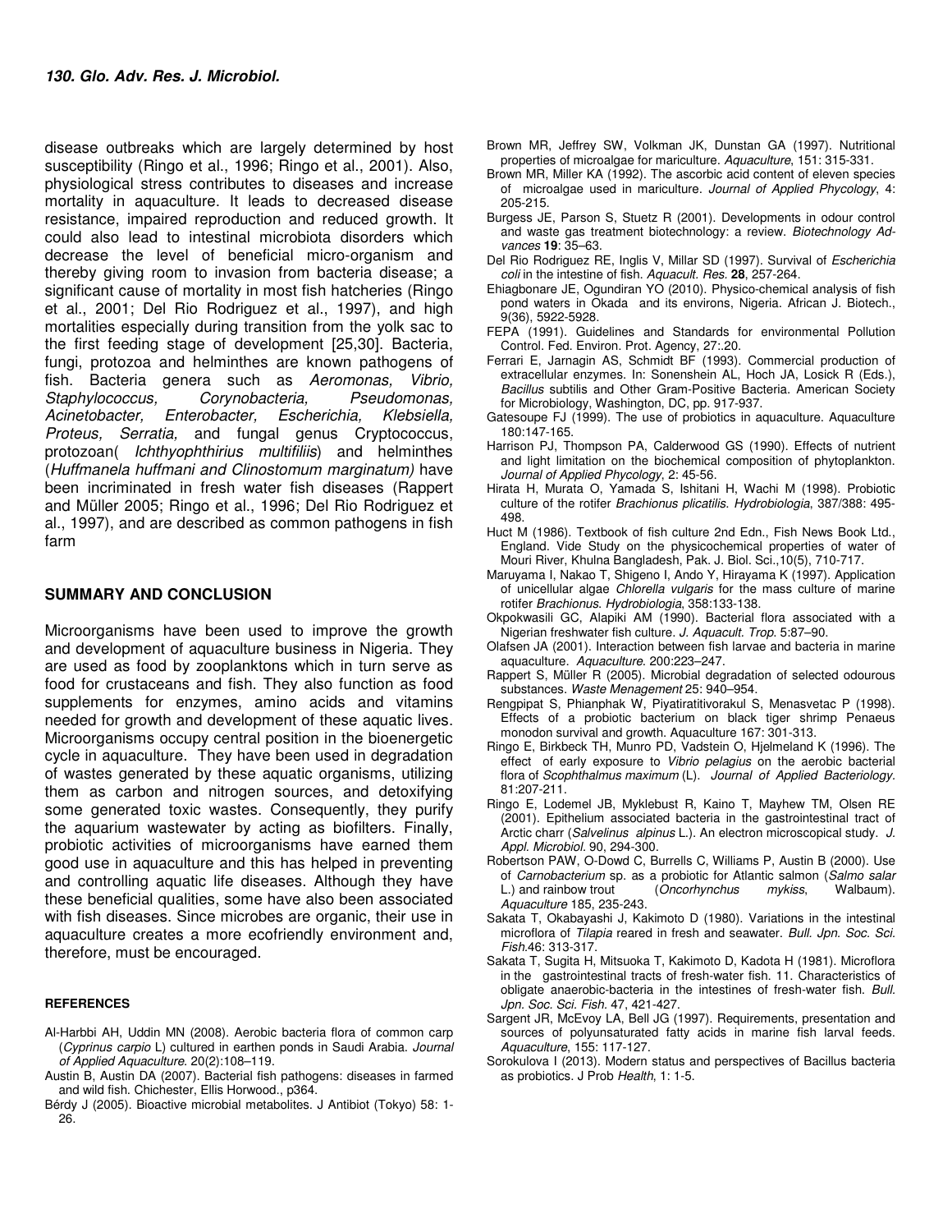disease outbreaks which are largely determined by host susceptibility (Ringo et al., 1996; Ringo et al., 2001). Also, physiological stress contributes to diseases and increase mortality in aquaculture. It leads to decreased disease resistance, impaired reproduction and reduced growth. It could also lead to intestinal microbiota disorders which decrease the level of beneficial micro-organism and thereby giving room to invasion from bacteria disease; a significant cause of mortality in most fish hatcheries (Ringo et al., 2001; Del Rio Rodriguez et al., 1997), and high mortalities especially during transition from the yolk sac to the first feeding stage of development [25,30]. Bacteria, fungi, protozoa and helminthes are known pathogens of fish. Bacteria genera such as *Aeromonas, Vibrio, Staphylococcus, Corynobacteria, Pseudomonas, Acinetobacter, Enterobacter, Escherichia, Klebsiella, Proteus, Serratia,* and fungal genus Cryptococcus, protozoan( *Ichthyophthirius multifiliis*) and helminthes (*Huffmanela huffmani and Clinostomum marginatum)* have been incriminated in fresh water fish diseases (Rappert and Müller 2005; Ringo et al., 1996; Del Rio Rodriguez et al., 1997), and are described as common pathogens in fish farm

## SUMMARY AND CONCLUSION

Microorganisms have been used to improve the growth and development of aquaculture business in Nigeria. They are used as food by zooplanktons which in turn serve as food for crustaceans and fish. They also function as food supplements for enzymes, amino acids and vitamins needed for growth and development of these aquatic lives. Microorganisms occupy central position in the bioenergetic cycle in aquaculture. They have been used in degradation of wastes generated by these aquatic organisms, utilizing them as carbon and nitrogen sources, and detoxifying some generated toxic wastes. Consequently, they purify the aquarium wastewater by acting as biofilters. Finally, probiotic activities of microorganisms have earned them good use in aquaculture and this has helped in preventing and controlling aquatic life diseases. Although they have these beneficial qualities, some have also been associated with fish diseases. Since microbes are organic, their use in aquaculture creates a more ecofriendly environment and, therefore, must be encouraged.

### REFERENCES

Al-Harbbi AH, Uddin MN (2008). Aerobic bacteria flora of common carp (*Cyprinus carpio* L) cultured in earthen ponds in Saudi Arabia. *Journal of Applied Aquaculture*. 20(2):108–119.

Austin B, Austin DA (2007). Bacterial fish pathogens: diseases in farmed and wild fish. Chichester, Ellis Horwood., p364.

Bérdy J (2005). Bioactive microbial metabolites. J Antibiot (Tokyo) 58: 1-26.

Brown MR, Jeffrey SW, Volkman JK, Dunstan GA (1997). Nutritional properties of microalgae for mariculture. *Aquaculture*, 151: 315-331.

Brown MR, Miller KA (1992). The ascorbic acid content of eleven species of microalgae used in mariculture. *Journal of Applied Phycology*, 4: 205-215.

Burgess JE, Parson S, Stuetz R (2001). Developments in odour control and waste gas treatment biotechnology: a review. *Biotechnology Advances* **19**: 35–63.

Del Rio Rodriguez RE, Inglis V, Millar SD (1997). Survival of *Escherichia coli* in the intestine of fish. *Aquacult. Res.* **28**, 257-264.

Ehiagbonare JE, Ogundiran YO (2010). Physico-chemical analysis of fish pond waters in Okada and its environs, Nigeria. African J. Biotech., 9(36), 5922-5928.

FEPA (1991). Guidelines and Standards for environmental Pollution Control. Fed. Environ. Prot. Agency, 27:.20.

Ferrari E, Jarnagin AS, Schmidt BF (1993). Commercial production of extracellular enzymes. In: Sonenshein AL, Hoch JA, Losick R (Eds.), *Bacillus* subtilis and Other Gram-Positive Bacteria. American Society for Microbiology, Washington, DC, pp. 917-937.

Gatesoupe FJ (1999). The use of probiotics in aquaculture. Aquaculture 180:147-165.

Harrison PJ, Thompson PA, Calderwood GS (1990). Effects of nutrient and light limitation on the biochemical composition of phytoplankton. *Journal of Applied Phycology*, 2: 45-56.

Hirata H, Murata O, Yamada S, Ishitani H, Wachi M (1998). Probiotic culture of the rotifer *Brachionus plicatilis*. *Hydrobiologia*, 387/388: 495-498.

Huct M (1986). Textbook of fish culture 2nd Edn., Fish News Book Ltd., England. Vide Study on the physicochemical properties of water of Mouri River, Khulna Bangladesh, Pak. J. Biol. Sci.,10(5), 710-717.

Maruyama I, Nakao T, Shigeno I, Ando Y, Hirayama K (1997). Application of unicellular algae *Chlorella vulgaris* for the mass culture of marine rotifer *Brachionus*. *Hydrobiologia*, 358:133-138.

Okpokwasili GC, Alapiki AM (1990). Bacterial flora associated with a Nigerian freshwater fish culture. *J. Aquacult. Trop*. 5:87–90.

Olafsen JA (2001). Interaction between fish larvae and bacteria in marine aquaculture. *Aquaculture*. 200:223–247.

Rappert S, Müller R (2005). Microbial degradation of selected odourous substances. *Waste Menagement* 25: 940–954.

Rengpipat S, Phianphak W, Piyatiratitivorakul S, Menasvetac P (1998). Effects of a probiotic bacterium on black tiger shrimp Penaeus monodon survival and growth. Aquaculture 167: 301-313.

Ringo E, Birkbeck TH, Munro PD, Vadstein O, Hjelmeland K (1996). The effect of early exposure to *Vibrio pelagius* on the aerobic bacterial flora of *Scophthalmus maximum* (L). *Journal of Applied Bacteriology*. 81:207-211.

Ringo E, Lodemel JB, Myklebust R, Kaino T, Mayhew TM, Olsen RE (2001). Epithelium associated bacteria in the gastrointestinal tract of Arctic charr (*Salvelinus alpinus* L.). An electron microscopical study. *J. Appl. Microbiol*. 90, 294-300.

Robertson PAW, O-Dowd C, Burrells C, Williams P, Austin B (2000). Use of *Carnobacterium* sp. as a probiotic for Atlantic salmon (*Salmo salar* L.) and rainbow trout (*Oncorhynchus mykiss*, Walbaum). *Aquaculture* 185, 235-243.

Sakata T, Okabayashi J, Kimoto D (1980). Variations in the intestinal microflora of *Tilapia* reared in fresh and seawater. *Bull. Jpn. Soc. Sci. Fish*.46: 313-317.

Sakata T, Sugita H, Mitsuoka T, Kakimoto D, Kadota H (1981). Microflora in the gastrointestinal tracts of fresh-water fish. 11. Characteristics of obligate anaerobic-bacteria in the intestines of fresh-water fish. *Bull. Jpn. Soc. Sci. Fish*. 47, 421-427.

Sargent JR, McEvoy LA, Bell JG (1997). Requirements, presentation and sources of polyunsaturated fatty acids in marine fish larval feeds. *Aquaculture*, 155: 117-127.

Sorokulova I (2013). Modern status and perspectives of Bacillus bacteria as probiotics. J Prob *Health*, 1: 1-5.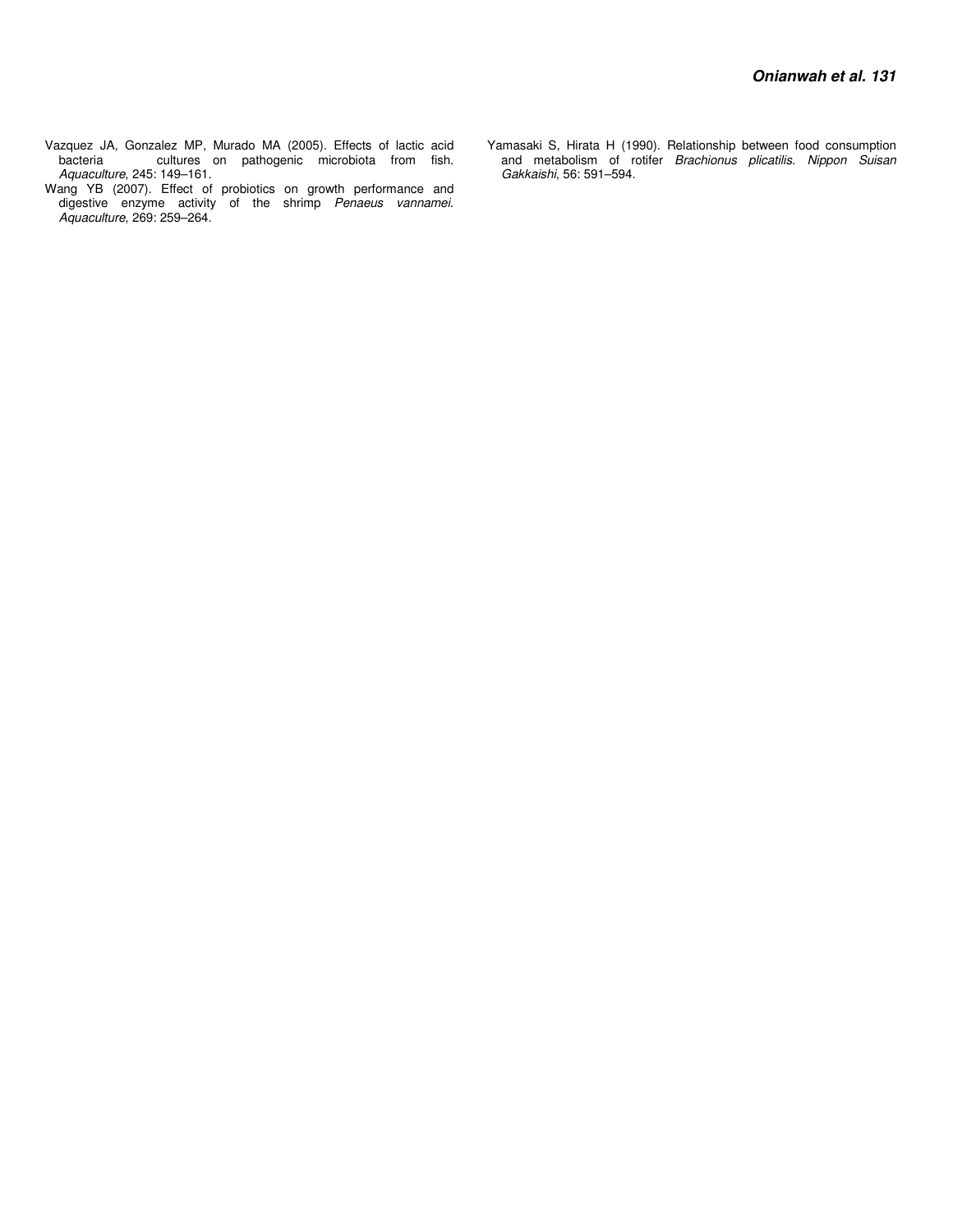Vazquez JA, Gonzalez MP, Murado MA (2005). Effects of lactic acid bacteria cultures on pathogenic microbiota from fish. *Aquaculture*, 245: 149–161.

Wang YB (2007). Effect of probiotics on growth performance and digestive enzyme activity of the shrimp *Penaeus vannamei*. *Aquaculture*, 269: 259–264.

Yamasaki S, Hirata H (1990). Relationship between food consumption and metabolism of rotifer *Brachionus plicatilis*. *Nippon Suisan Gakkaishi*, 56: 591–594.